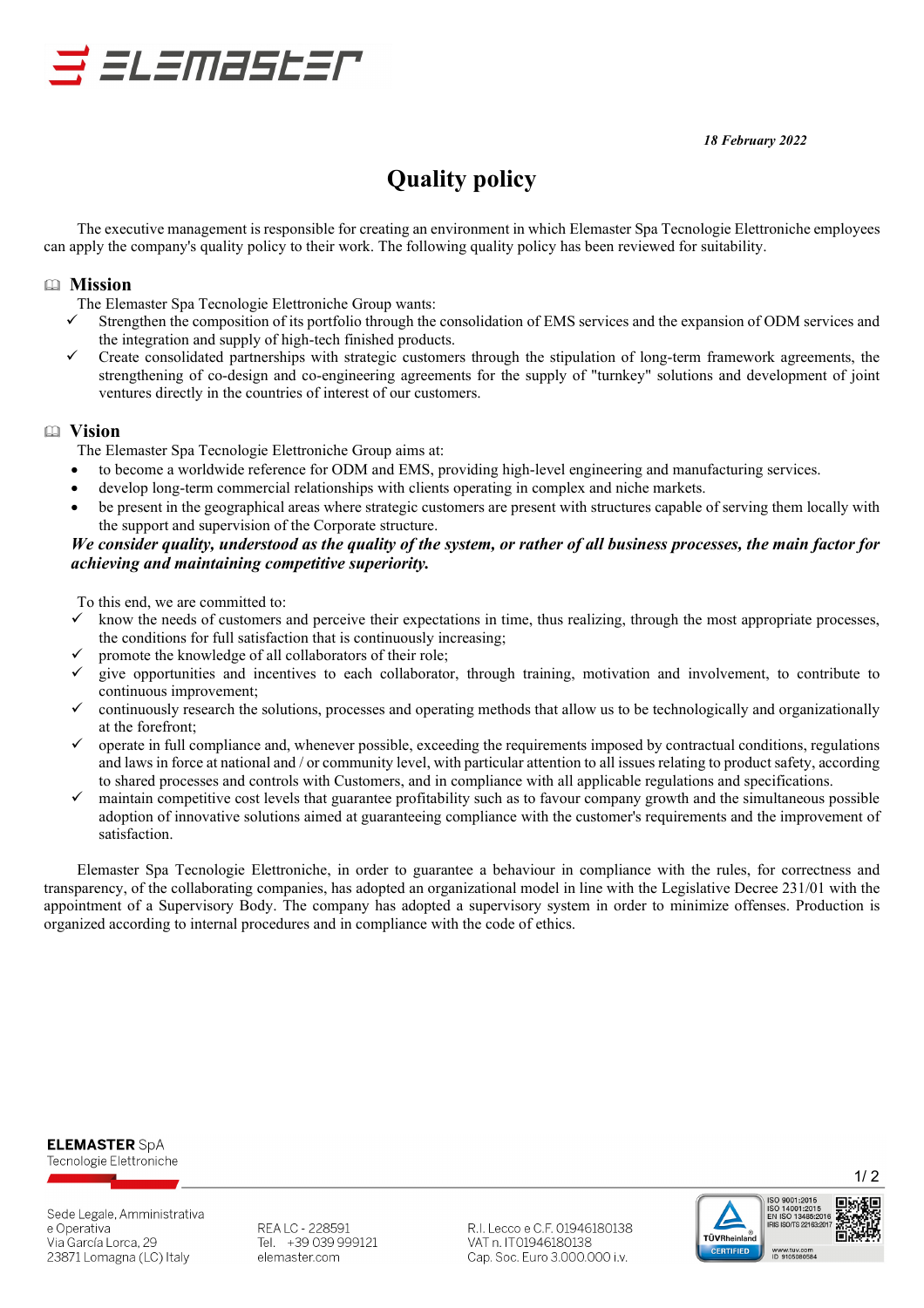*18 February 2022*

# Quality policy

The executive management is responsible for creating an environment in which Elemaster Spa Tecnologie Elettroniche employees can apply the company's quality policy to their work. The following quality policy has been reviewed for suitability.

## Mission

The Elemaster Spa Tecnologie Elettroniche Group wants:

- ✓ Strengthen the composition of its portfolio through the consolidation of EMS services and the expansion of ODM services and the integration and supply of high-tech finished products.
- ✓ Create consolidated partnerships with strategic customers through the stipulation of long-term framework agreements, the strengthening of co-design and co-engineering agreements for the supply of "turnkey" solutions and development of joint ventures directly in the countries of interest of our customers.

## Vision

The Elemaster Spa Tecnologie Elettroniche Group aims at:

- to become a worldwide reference for ODM and EMS, providing high-level engineering and manufacturing services.
- develop long-term commercial relationships with clients operating in complex and niche markets.
- be present in the geographical areas where strategic customers are present with structures capable of serving them locally with the support and supervision of the Corporate structure.

***We consider quality, understood as the quality of the system, or rather of all business processes, the main factor for achieving and maintaining competitive superiority.***

To this end, we are committed to:

- ✓ know the needs of customers and perceive their expectations in time, thus realizing, through the most appropriate processes, the conditions for full satisfaction that is continuously increasing;
- ✓ promote the knowledge of all collaborators of their role;
- ✓ give opportunities and incentives to each collaborator, through training, motivation and involvement, to contribute to continuous improvement;
- ✓ continuously research the solutions, processes and operating methods that allow us to be technologically and organizationally at the forefront;
- ✓ operate in full compliance and, whenever possible, exceeding the requirements imposed by contractual conditions, regulations and laws in force at national and / or community level, with particular attention to all issues relating to product safety, according to shared processes and controls with Customers, and in compliance with all applicable regulations and specifications.
- ✓ maintain competitive cost levels that guarantee profitability such as to favour company growth and the simultaneous possible adoption of innovative solutions aimed at guaranteeing compliance with the customer's requirements and the improvement of satisfaction.

Elemaster Spa Tecnologie Elettroniche, in order to guarantee a behaviour in compliance with the rules, for correctness and transparency, of the collaborating companies, has adopted an organizational model in line with the Legislative Decree 231/01 with the appointment of a Supervisory Body. The company has adopted a supervisory system in order to minimize offenses. Production is organized according to internal procedures and in compliance with the code of ethics.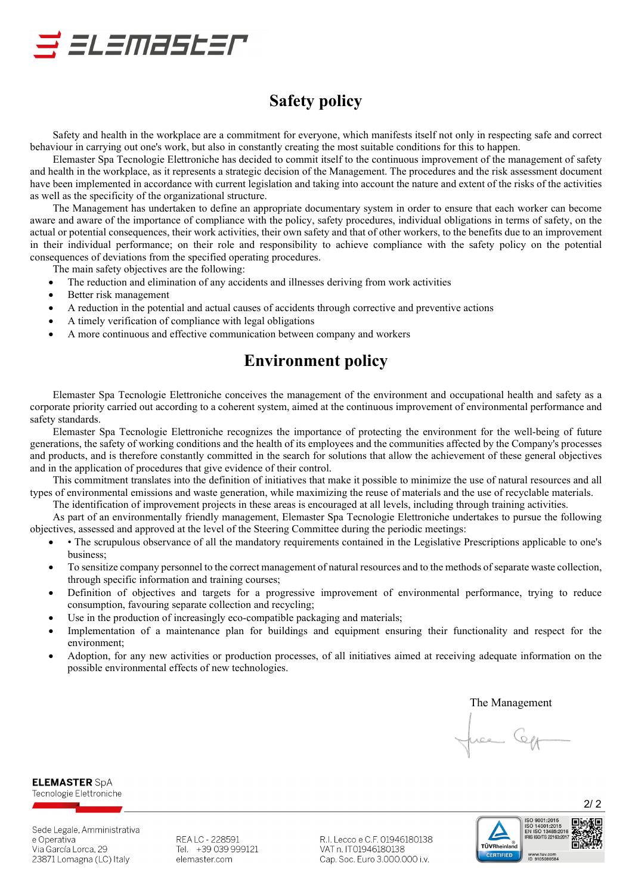# Safety policy

Safety and health in the workplace are a commitment for everyone, which manifests itself not only in respecting safe and correct behaviour in carrying out one's work, but also in constantly creating the most suitable conditions for this to happen.

Elemaster Spa Tecnologie Elettroniche has decided to commit itself to the continuous improvement of the management of safety and health in the workplace, as it represents a strategic decision of the Management. The procedures and the risk assessment document have been implemented in accordance with current legislation and taking into account the nature and extent of the risks of the activities as well as the specificity of the organizational structure.

The Management has undertaken to define an appropriate documentary system in order to ensure that each worker can become aware and aware of the importance of compliance with the policy, safety procedures, individual obligations in terms of safety, on the actual or potential consequences, their work activities, their own safety and that of other workers, to the benefits due to an improvement in their individual performance; on their role and responsibility to achieve compliance with the safety policy on the potential consequences of deviations from the specified operating procedures.

The main safety objectives are the following:

- The reduction and elimination of any accidents and illnesses deriving from work activities
- Better risk management
- A reduction in the potential and actual causes of accidents through corrective and preventive actions
- A timely verification of compliance with legal obligations
- A more continuous and effective communication between company and workers

# Environment policy

Elemaster Spa Tecnologie Elettroniche conceives the management of the environment and occupational health and safety as a corporate priority carried out according to a coherent system, aimed at the continuous improvement of environmental performance and safety standards.

Elemaster Spa Tecnologie Elettroniche recognizes the importance of protecting the environment for the well-being of future generations, the safety of working conditions and the health of its employees and the communities affected by the Company's processes and products, and is therefore constantly committed in the search for solutions that allow the achievement of these general objectives and in the application of procedures that give evidence of their control.

This commitment translates into the definition of initiatives that make it possible to minimize the use of natural resources and all types of environmental emissions and waste generation, while maximizing the reuse of materials and the use of recyclable materials.

The identification of improvement projects in these areas is encouraged at all levels, including through training activities.

As part of an environmentally friendly management, Elemaster Spa Tecnologie Elettroniche undertakes to pursue the following objectives, assessed and approved at the level of the Steering Committee during the periodic meetings:

- • The scrupulous observance of all the mandatory requirements contained in the Legislative Prescriptions applicable to one's business;
- To sensitize company personnel to the correct management of natural resources and to the methods of separate waste collection, through specific information and training courses;
- Definition of objectives and targets for a progressive improvement of environmental performance, trying to reduce consumption, favouring separate collection and recycling;
- Use in the production of increasingly eco-compatible packaging and materials;
- Implementation of a maintenance plan for buildings and equipment ensuring their functionality and respect for the environment;
- Adoption, for any new activities or production processes, of all initiatives aimed at receiving adequate information on the possible environmental effects of new technologies.

The Management

**ELEMASTER** SpA
Tecnologie Elettroniche

Sede Legale, Amministrativa e Operativa
Via García Lorca, 29
23871 Lomagna (LC) Italy

REA LC - 228591
Tel. +39 039 999121
elemaster.com

R.I. Lecco e C.F. 01946180138
VAT n. IT01946180138
Cap. Soc. Euro 3.000.000 i.v.

TÜVRheinland CERTIFIED
ISO 9001:2015
ISO 14001:2015
EN ISO 13485:2016
IRIS ISO/TS 22163:2017
www.tuv.com
ID 9105080584